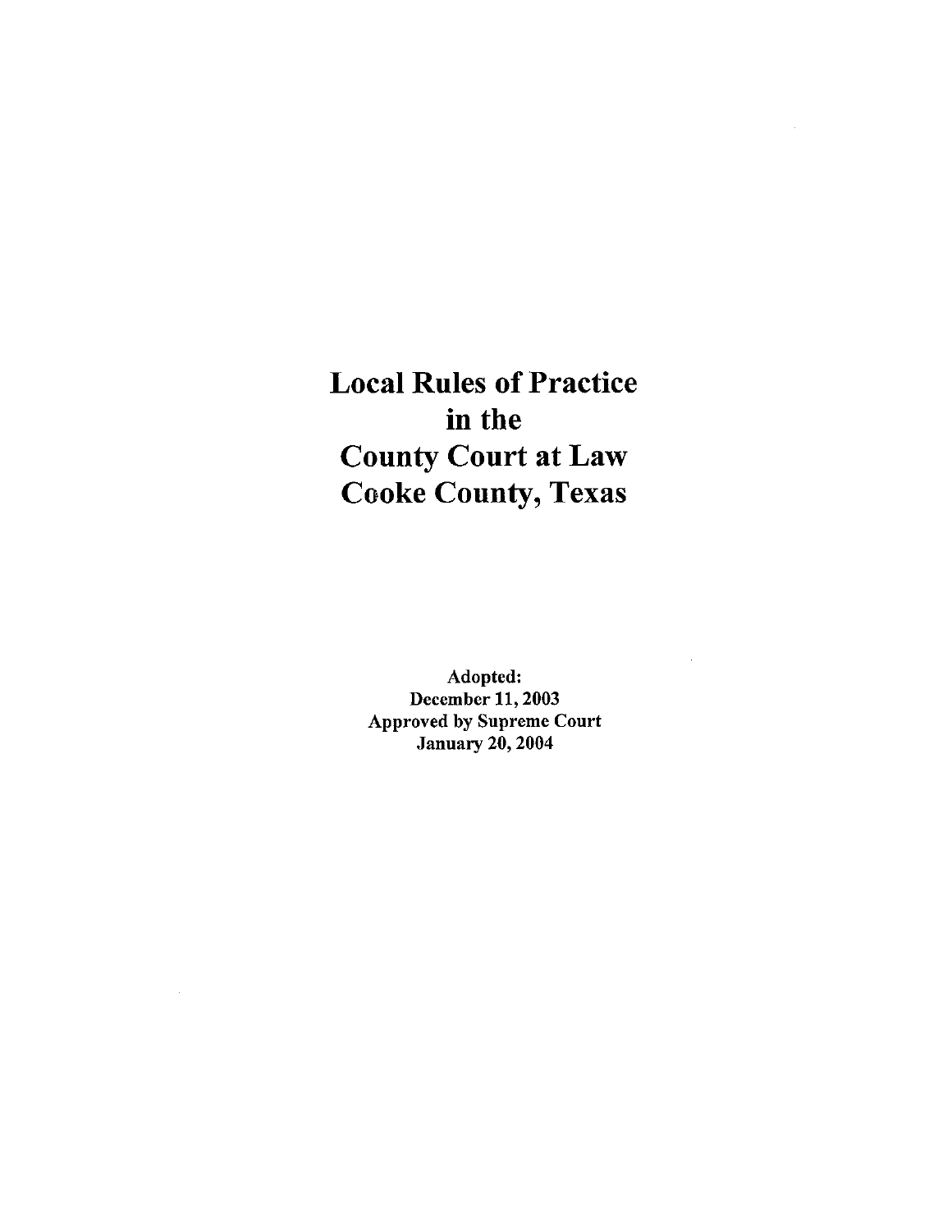# Local Rules of Practice in the County Court at Law Cooke County, Texas

**Adopted:**
**December 11, 2003**
**Approved by Supreme Court**
**January 20, 2004**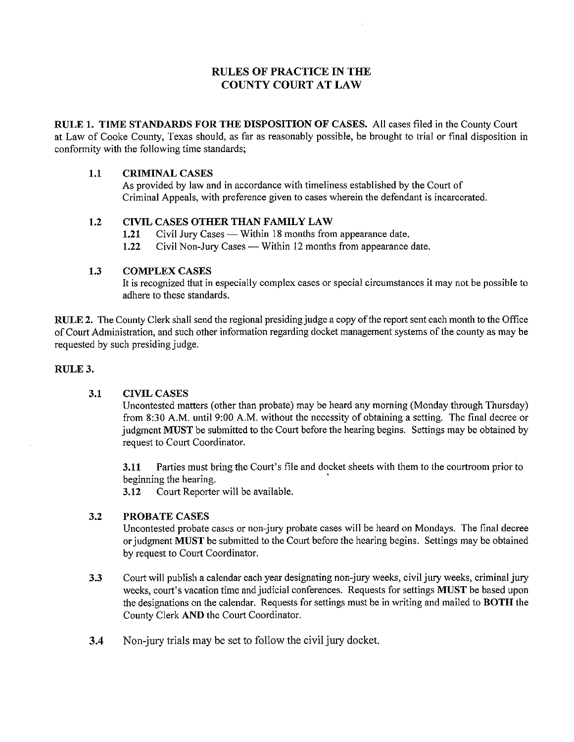# RULES OF PRACTICE IN THE COUNTY COURT AT LAW

**RULE 1. TIME STANDARDS FOR THE DISPOSITION OF CASES.** All cases filed in the County Court at Law of Cooke County, Texas should, as far as reasonably possible, be brought to trial or final disposition in conformity with the following time standards;

**1.1 CRIMINAL CASES**

As provided by law and in accordance with timeliness established by the Court of Criminal Appeals, with preference given to cases wherein the defendant is incarcerated.

**1.2 CIVIL CASES OTHER THAN FAMILY LAW**

**1.21** Civil Jury Cases — Within 18 months from appearance date.

**1.22** Civil Non-Jury Cases — Within 12 months from appearance date.

**1.3 COMPLEX CASES**

It is recognized that in especially complex cases or special circumstances it may not be possible to adhere to these standards.

**RULE 2.** The County Clerk shall send the regional presiding judge a copy of the report sent each month to the Office of Court Administration, and such other information regarding docket management systems of the county as may be requested by such presiding judge.

**RULE 3.**

**3.1 CIVIL CASES**

Uncontested matters (other than probate) may be heard any morning (Monday through Thursday) from 8:30 A.M. until 9:00 A.M. without the necessity of obtaining a setting. The final decree or judgment **MUST** be submitted to the Court before the hearing begins. Settings may be obtained by request to Court Coordinator.

**3.11** Parties must bring the Court's file and docket sheets with them to the courtroom prior to beginning the hearing.

**3.12** Court Reporter will be available.

**3.2 PROBATE CASES**

Uncontested probate cases or non-jury probate cases will be heard on Mondays. The final decree or judgment **MUST** be submitted to the Court before the hearing begins. Settings may be obtained by request to Court Coordinator.

**3.3** Court will publish a calendar each year designating non-jury weeks, civil jury weeks, criminal jury weeks, court's vacation time and judicial conferences. Requests for settings **MUST** be based upon the designations on the calendar. Requests for settings must be in writing and mailed to **BOTH** the County Clerk **AND** the Court Coordinator.

**3.4** Non-jury trials may be set to follow the civil jury docket.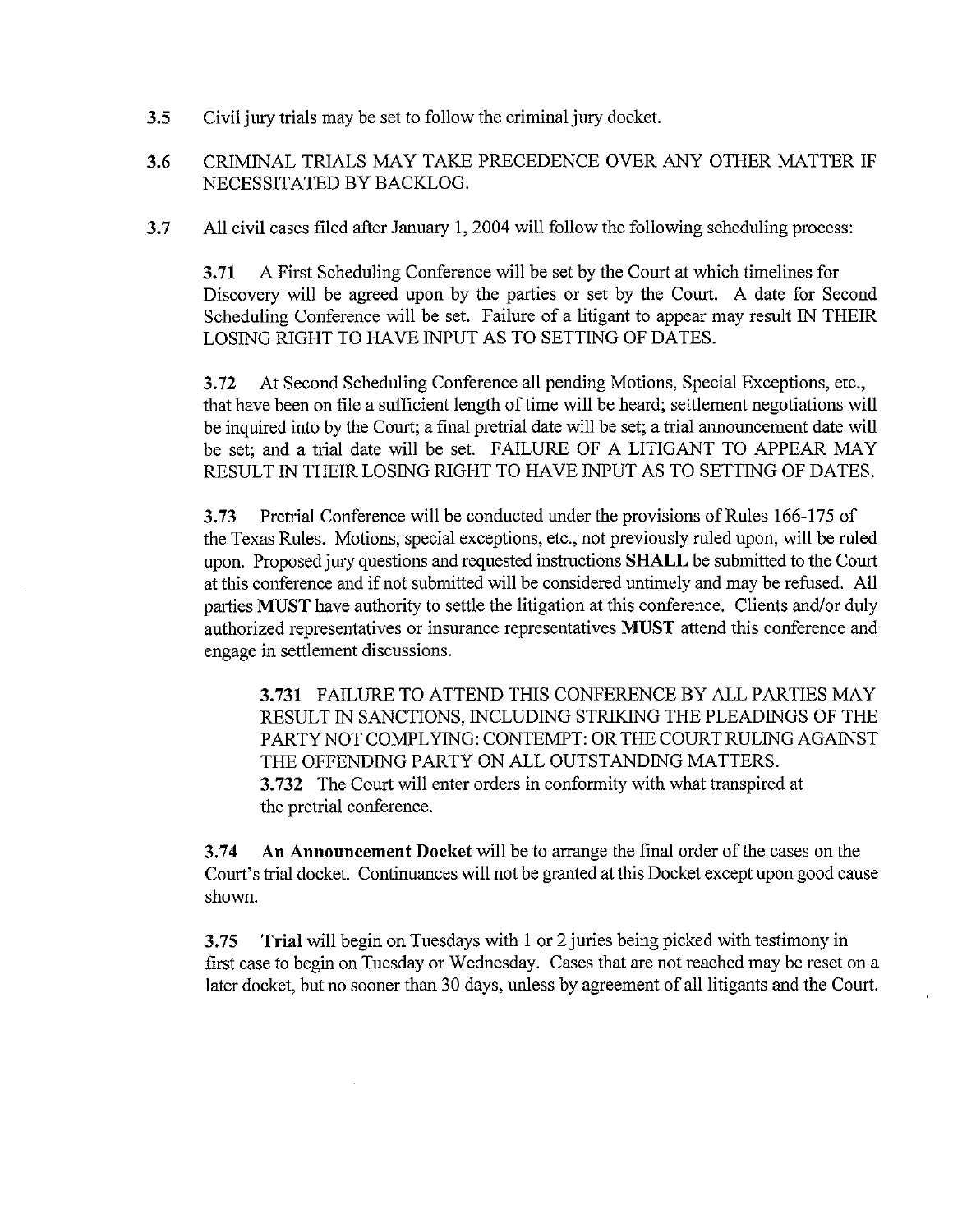**3.5** Civil jury trials may be set to follow the criminal jury docket.

**3.6** CRIMINAL TRIALS MAY TAKE PRECEDENCE OVER ANY OTHER MATTER IF NECESSITATED BY BACKLOG.

**3.7** All civil cases filed after January 1, 2004 will follow the following scheduling process:

> **3.71** A First Scheduling Conference will be set by the Court at which timelines for Discovery will be agreed upon by the parties or set by the Court. A date for Second Scheduling Conference will be set. Failure of a litigant to appear may result IN THEIR LOSING RIGHT TO HAVE INPUT AS TO SETTING OF DATES.
>
> **3.72** At Second Scheduling Conference all pending Motions, Special Exceptions, etc., that have been on file a sufficient length of time will be heard; settlement negotiations will be inquired into by the Court; a final pretrial date will be set; a trial announcement date will be set; and a trial date will be set. FAILURE OF A LITIGANT TO APPEAR MAY RESULT IN THEIR LOSING RIGHT TO HAVE INPUT AS TO SETTING OF DATES.
>
> **3.73** Pretrial Conference will be conducted under the provisions of Rules 166-175 of the Texas Rules. Motions, special exceptions, etc., not previously ruled upon, will be ruled upon. Proposed jury questions and requested instructions **SHALL** be submitted to the Court at this conference and if not submitted will be considered untimely and may be refused. All parties **MUST** have authority to settle the litigation at this conference. Clients and/or duly authorized representatives or insurance representatives **MUST** attend this conference and engage in settlement discussions.
>
> > **3.731** FAILURE TO ATTEND THIS CONFERENCE BY ALL PARTIES MAY RESULT IN SANCTIONS, INCLUDING STRIKING THE PLEADINGS OF THE PARTY NOT COMPLYING: CONTEMPT: OR THE COURT RULING AGAINST THE OFFENDING PARTY ON ALL OUTSTANDING MATTERS.
> >
> > **3.732** The Court will enter orders in conformity with what transpired at the pretrial conference.
>
> **3.74** **An Announcement Docket** will be to arrange the final order of the cases on the Court's trial docket. Continuances will not be granted at this Docket except upon good cause shown.
>
> **3.75** **Trial** will begin on Tuesdays with 1 or 2 juries being picked with testimony in first case to begin on Tuesday or Wednesday. Cases that are not reached may be reset on a later docket, but no sooner than 30 days, unless by agreement of all litigants and the Court.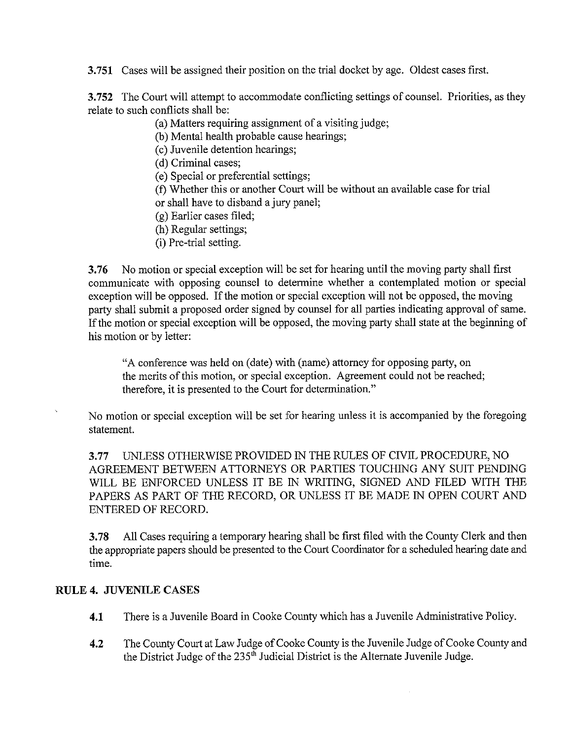**3.751** Cases will be assigned their position on the trial docket by age. Oldest cases first.

**3.752** The Court will attempt to accommodate conflicting settings of counsel. Priorities, as they relate to such conflicts shall be:

(a) Matters requiring assignment of a visiting judge;
(b) Mental health probable cause hearings;
(c) Juvenile detention hearings;
(d) Criminal cases;
(e) Special or preferential settings;
(f) Whether this or another Court will be without an available case for trial or shall have to disband a jury panel;
(g) Earlier cases filed;
(h) Regular settings;
(i) Pre-trial setting.

**3.76** No motion or special exception will be set for hearing until the moving party shall first communicate with opposing counsel to determine whether a contemplated motion or special exception will be opposed. If the motion or special exception will not be opposed, the moving party shall submit a proposed order signed by counsel for all parties indicating approval of same. If the motion or special exception will be opposed, the moving party shall state at the beginning of his motion or by letter:

> "A conference was held on (date) with (name) attorney for opposing party, on the merits of this motion, or special exception. Agreement could not be reached; therefore, it is presented to the Court for determination."

No motion or special exception will be set for hearing unless it is accompanied by the foregoing statement.

**3.77** UNLESS OTHERWISE PROVIDED IN THE RULES OF CIVIL PROCEDURE, NO AGREEMENT BETWEEN ATTORNEYS OR PARTIES TOUCHING ANY SUIT PENDING WILL BE ENFORCED UNLESS IT BE IN WRITING, SIGNED AND FILED WITH THE PAPERS AS PART OF THE RECORD, OR UNLESS IT BE MADE IN OPEN COURT AND ENTERED OF RECORD.

**3.78** All Cases requiring a temporary hearing shall be first filed with the County Clerk and then the appropriate papers should be presented to the Court Coordinator for a scheduled hearing date and time.

## RULE 4. JUVENILE CASES

**4.1** There is a Juvenile Board in Cooke County which has a Juvenile Administrative Policy.

**4.2** The County Court at Law Judge of Cooke County is the Juvenile Judge of Cooke County and the District Judge of the 235th Judicial District is the Alternate Juvenile Judge.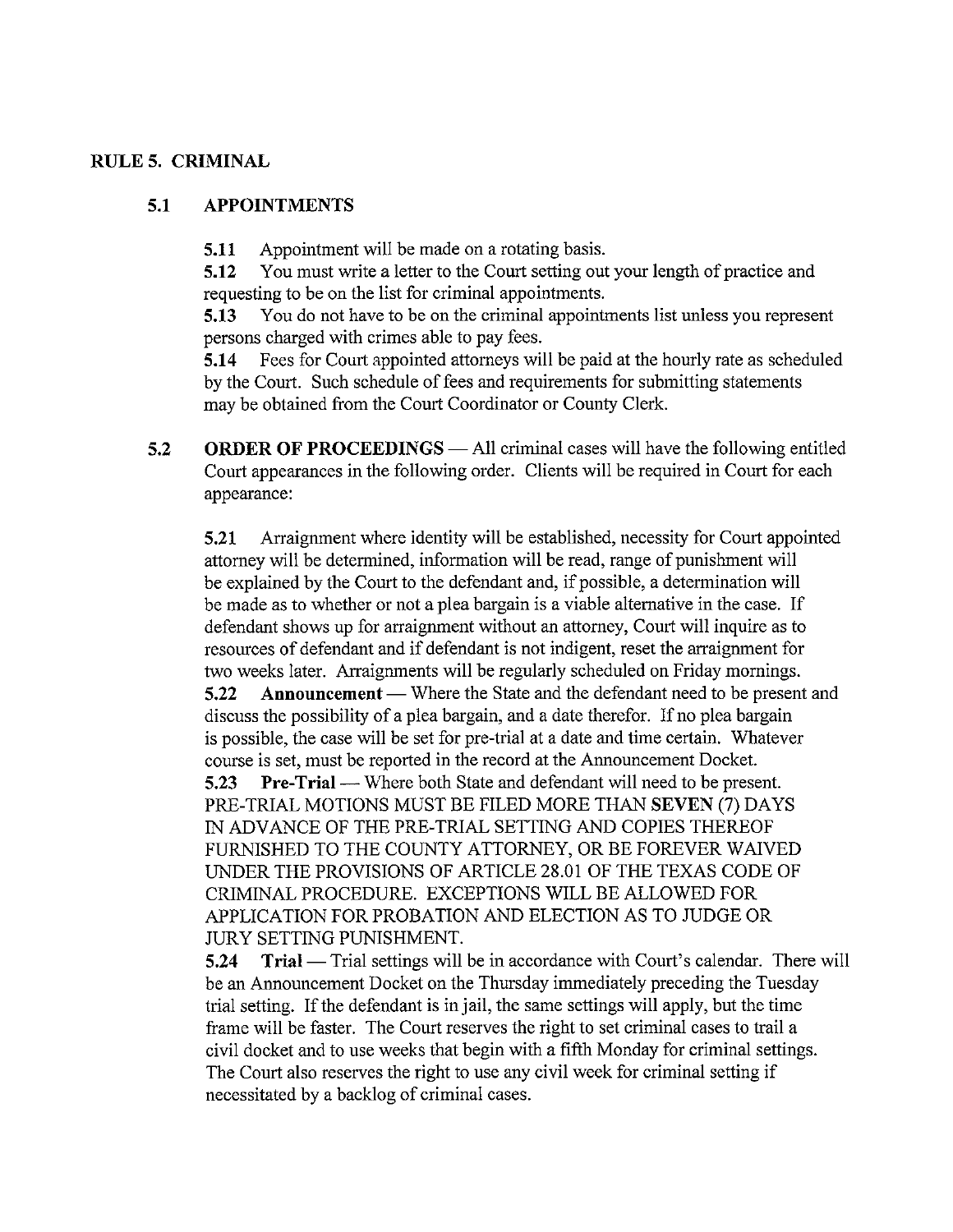## RULE 5. CRIMINAL

### 5.1 APPOINTMENTS

**5.11** Appointment will be made on a rotating basis.

**5.12** You must write a letter to the Court setting out your length of practice and requesting to be on the list for criminal appointments.

**5.13** You do not have to be on the criminal appointments list unless you represent persons charged with crimes able to pay fees.

**5.14** Fees for Court appointed attorneys will be paid at the hourly rate as scheduled by the Court. Such schedule of fees and requirements for submitting statements may be obtained from the Court Coordinator or County Clerk.

### 5.2 ORDER OF PROCEEDINGS

**5.2 ORDER OF PROCEEDINGS** — All criminal cases will have the following entitled Court appearances in the following order. Clients will be required in Court for each appearance:

**5.21** Arraignment where identity will be established, necessity for Court appointed attorney will be determined, information will be read, range of punishment will be explained by the Court to the defendant and, if possible, a determination will be made as to whether or not a plea bargain is a viable alternative in the case. If defendant shows up for arraignment without an attorney, Court will inquire as to resources of defendant and if defendant is not indigent, reset the arraignment for two weeks later. Arraignments will be regularly scheduled on Friday mornings.

**5.22 Announcement** — Where the State and the defendant need to be present and discuss the possibility of a plea bargain, and a date therefor. If no plea bargain is possible, the case will be set for pre-trial at a date and time certain. Whatever course is set, must be reported in the record at the Announcement Docket.

**5.23 Pre-Trial** — Where both State and defendant will need to be present. PRE-TRIAL MOTIONS MUST BE FILED MORE THAN **SEVEN** (7) DAYS IN ADVANCE OF THE PRE-TRIAL SETTING AND COPIES THEREOF FURNISHED TO THE COUNTY ATTORNEY, OR BE FOREVER WAIVED UNDER THE PROVISIONS OF ARTICLE 28.01 OF THE TEXAS CODE OF CRIMINAL PROCEDURE. EXCEPTIONS WILL BE ALLOWED FOR APPLICATION FOR PROBATION AND ELECTION AS TO JUDGE OR JURY SETTING PUNISHMENT.

**5.24 Trial** — Trial settings will be in accordance with Court's calendar. There will be an Announcement Docket on the Thursday immediately preceding the Tuesday trial setting. If the defendant is in jail, the same settings will apply, but the time frame will be faster. The Court reserves the right to set criminal cases to trail a civil docket and to use weeks that begin with a fifth Monday for criminal settings. The Court also reserves the right to use any civil week for criminal setting if necessitated by a backlog of criminal cases.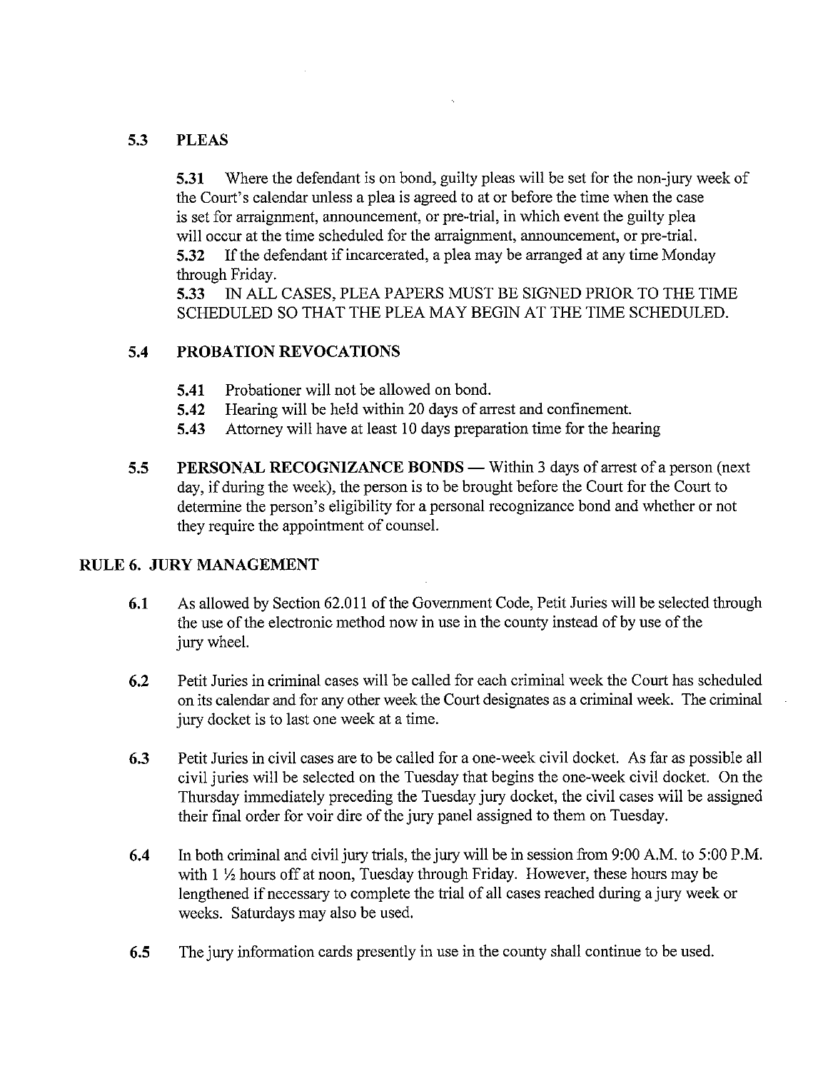### 5.3 PLEAS

**5.31** Where the defendant is on bond, guilty pleas will be set for the non-jury week of the Court's calendar unless a plea is agreed to at or before the time when the case is set for arraignment, announcement, or pre-trial, in which event the guilty plea will occur at the time scheduled for the arraignment, announcement, or pre-trial.

**5.32** If the defendant if incarcerated, a plea may be arranged at any time Monday through Friday.

**5.33** IN ALL CASES, PLEA PAPERS MUST BE SIGNED PRIOR TO THE TIME SCHEDULED SO THAT THE PLEA MAY BEGIN AT THE TIME SCHEDULED.

### 5.4 PROBATION REVOCATIONS

**5.41** Probationer will not be allowed on bond.

**5.42** Hearing will be held within 20 days of arrest and confinement.

**5.43** Attorney will have at least 10 days preparation time for the hearing

**5.5 PERSONAL RECOGNIZANCE BONDS** — Within 3 days of arrest of a person (next day, if during the week), the person is to be brought before the Court for the Court to determine the person's eligibility for a personal recognizance bond and whether or not they require the appointment of counsel.

## RULE 6. JURY MANAGEMENT

**6.1** As allowed by Section 62.011 of the Government Code, Petit Juries will be selected through the use of the electronic method now in use in the county instead of by use of the jury wheel.

**6.2** Petit Juries in criminal cases will be called for each criminal week the Court has scheduled on its calendar and for any other week the Court designates as a criminal week. The criminal jury docket is to last one week at a time.

**6.3** Petit Juries in civil cases are to be called for a one-week civil docket. As far as possible all civil juries will be selected on the Tuesday that begins the one-week civil docket. On the Thursday immediately preceding the Tuesday jury docket, the civil cases will be assigned their final order for voir dire of the jury panel assigned to them on Tuesday.

**6.4** In both criminal and civil jury trials, the jury will be in session from 9:00 A.M. to 5:00 P.M. with 1 ½ hours off at noon, Tuesday through Friday. However, these hours may be lengthened if necessary to complete the trial of all cases reached during a jury week or weeks. Saturdays may also be used.

**6.5** The jury information cards presently in use in the county shall continue to be used.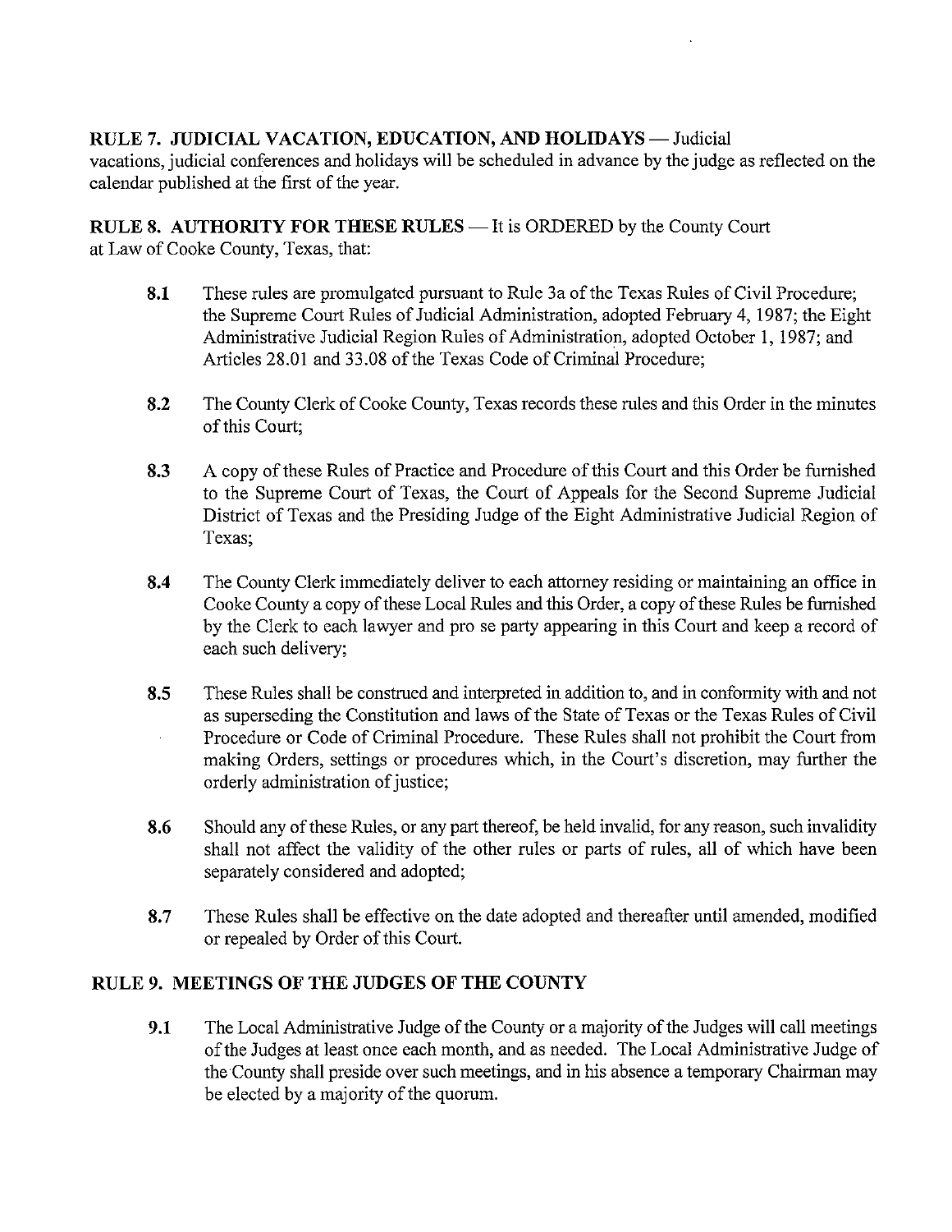**RULE 7. JUDICIAL VACATION, EDUCATION, AND HOLIDAYS** — Judicial vacations, judicial conferences and holidays will be scheduled in advance by the judge as reflected on the calendar published at the first of the year.

**RULE 8. AUTHORITY FOR THESE RULES** — It is ORDERED by the County Court at Law of Cooke County, Texas, that:

**8.1** These rules are promulgated pursuant to Rule 3a of the Texas Rules of Civil Procedure; the Supreme Court Rules of Judicial Administration, adopted February 4, 1987; the Eight Administrative Judicial Region Rules of Administration, adopted October 1, 1987; and Articles 28.01 and 33.08 of the Texas Code of Criminal Procedure;

**8.2** The County Clerk of Cooke County, Texas records these rules and this Order in the minutes of this Court;

**8.3** A copy of these Rules of Practice and Procedure of this Court and this Order be furnished to the Supreme Court of Texas, the Court of Appeals for the Second Supreme Judicial District of Texas and the Presiding Judge of the Eight Administrative Judicial Region of Texas;

**8.4** The County Clerk immediately deliver to each attorney residing or maintaining an office in Cooke County a copy of these Local Rules and this Order, a copy of these Rules be furnished by the Clerk to each lawyer and pro se party appearing in this Court and keep a record of each such delivery;

**8.5** These Rules shall be construed and interpreted in addition to, and in conformity with and not as superseding the Constitution and laws of the State of Texas or the Texas Rules of Civil Procedure or Code of Criminal Procedure. These Rules shall not prohibit the Court from making Orders, settings or procedures which, in the Court's discretion, may further the orderly administration of justice;

**8.6** Should any of these Rules, or any part thereof, be held invalid, for any reason, such invalidity shall not affect the validity of the other rules or parts of rules, all of which have been separately considered and adopted;

**8.7** These Rules shall be effective on the date adopted and thereafter until amended, modified or repealed by Order of this Court.

**RULE 9. MEETINGS OF THE JUDGES OF THE COUNTY**

**9.1** The Local Administrative Judge of the County or a majority of the Judges will call meetings of the Judges at least once each month, and as needed. The Local Administrative Judge of the County shall preside over such meetings, and in his absence a temporary Chairman may be elected by a majority of the quorum.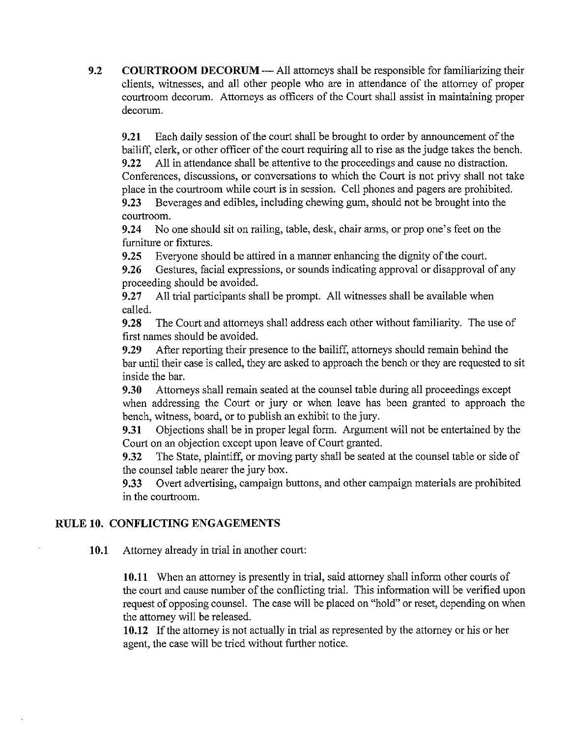**9.2 COURTROOM DECORUM** — All attorneys shall be responsible for familiarizing their clients, witnesses, and all other people who are in attendance of the attorney of proper courtroom decorum. Attorneys as officers of the Court shall assist in maintaining proper decorum.

**9.21** Each daily session of the court shall be brought to order by announcement of the bailiff, clerk, or other officer of the court requiring all to rise as the judge takes the bench.

**9.22** All in attendance shall be attentive to the proceedings and cause no distraction. Conferences, discussions, or conversations to which the Court is not privy shall not take place in the courtroom while court is in session. Cell phones and pagers are prohibited.

**9.23** Beverages and edibles, including chewing gum, should not be brought into the courtroom.

**9.24** No one should sit on railing, table, desk, chair arms, or prop one's feet on the furniture or fixtures.

**9.25** Everyone should be attired in a manner enhancing the dignity of the court.

**9.26** Gestures, facial expressions, or sounds indicating approval or disapproval of any proceeding should be avoided.

**9.27** All trial participants shall be prompt. All witnesses shall be available when called.

**9.28** The Court and attorneys shall address each other without familiarity. The use of first names should be avoided.

**9.29** After reporting their presence to the bailiff, attorneys should remain behind the bar until their case is called, they are asked to approach the bench or they are requested to sit inside the bar.

**9.30** Attorneys shall remain seated at the counsel table during all proceedings except when addressing the Court or jury or when leave has been granted to approach the bench, witness, board, or to publish an exhibit to the jury.

**9.31** Objections shall be in proper legal form. Argument will not be entertained by the Court on an objection except upon leave of Court granted.

**9.32** The State, plaintiff, or moving party shall be seated at the counsel table or side of the counsel table nearer the jury box.

**9.33** Overt advertising, campaign buttons, and other campaign materials are prohibited in the courtroom.

## RULE 10. CONFLICTING ENGAGEMENTS

**10.1** Attorney already in trial in another court:

**10.11** When an attorney is presently in trial, said attorney shall inform other courts of the court and cause number of the conflicting trial. This information will be verified upon request of opposing counsel. The case will be placed on "hold" or reset, depending on when the attorney will be released.

**10.12** If the attorney is not actually in trial as represented by the attorney or his or her agent, the case will be tried without further notice.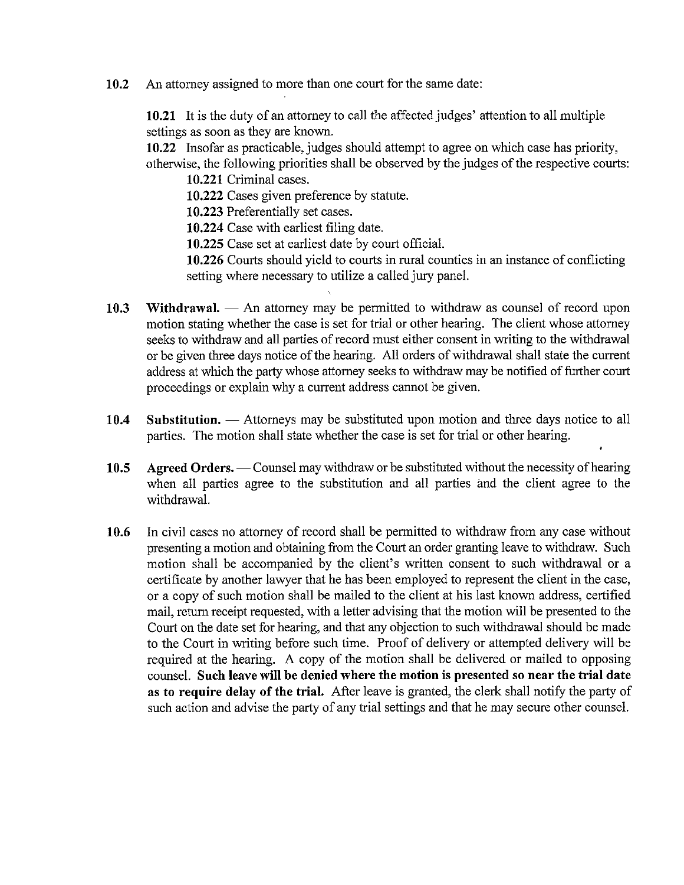**10.2** An attorney assigned to more than one court for the same date:

> **10.21** It is the duty of an attorney to call the affected judges' attention to all multiple settings as soon as they are known.
>
> **10.22** Insofar as practicable, judges should attempt to agree on which case has priority, otherwise, the following priorities shall be observed by the judges of the respective courts:
>
> > **10.221** Criminal cases.
> >
> > **10.222** Cases given preference by statute.
> >
> > **10.223** Preferentially set cases.
> >
> > **10.224** Case with earliest filing date.
> >
> > **10.225** Case set at earliest date by court official.
> >
> > **10.226** Courts should yield to courts in rural counties in an instance of conflicting setting where necessary to utilize a called jury panel.

**10.3** **Withdrawal.** — An attorney may be permitted to withdraw as counsel of record upon motion stating whether the case is set for trial or other hearing. The client whose attorney seeks to withdraw and all parties of record must either consent in writing to the withdrawal or be given three days notice of the hearing. All orders of withdrawal shall state the current address at which the party whose attorney seeks to withdraw may be notified of further court proceedings or explain why a current address cannot be given.

**10.4** **Substitution.** — Attorneys may be substituted upon motion and three days notice to all parties. The motion shall state whether the case is set for trial or other hearing.

**10.5** **Agreed Orders.** — Counsel may withdraw or be substituted without the necessity of hearing when all parties agree to the substitution and all parties and the client agree to the withdrawal.

**10.6** In civil cases no attorney of record shall be permitted to withdraw from any case without presenting a motion and obtaining from the Court an order granting leave to withdraw. Such motion shall be accompanied by the client's written consent to such withdrawal or a certificate by another lawyer that he has been employed to represent the client in the case, or a copy of such motion shall be mailed to the client at his last known address, certified mail, return receipt requested, with a letter advising that the motion will be presented to the Court on the date set for hearing, and that any objection to such withdrawal should be made to the Court in writing before such time. Proof of delivery or attempted delivery will be required at the hearing. A copy of the motion shall be delivered or mailed to opposing counsel. **Such leave will be denied where the motion is presented so near the trial date as to require delay of the trial.** After leave is granted, the clerk shall notify the party of such action and advise the party of any trial settings and that he may secure other counsel.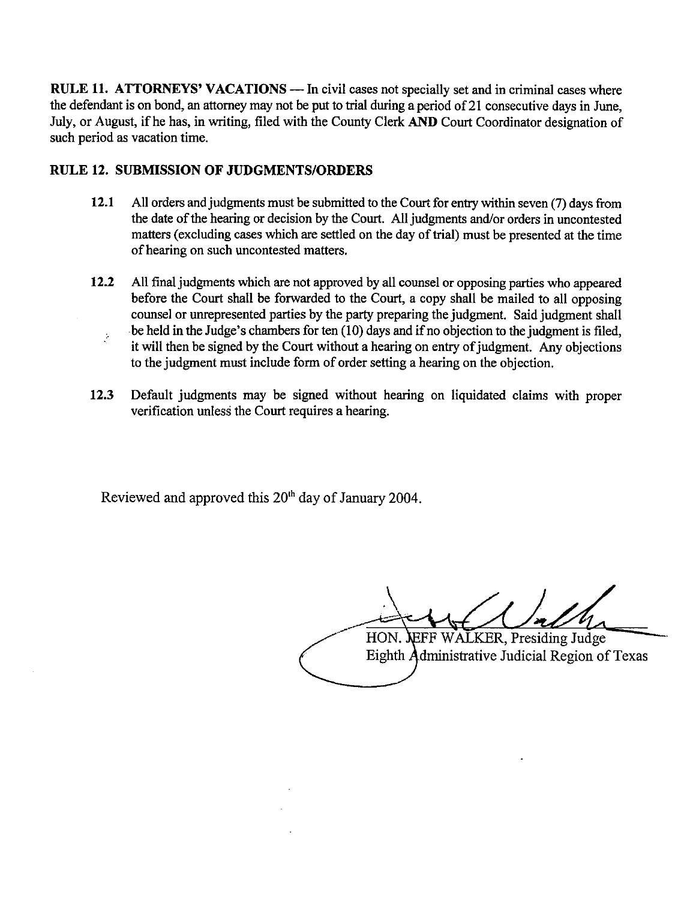**RULE 11. ATTORNEYS' VACATIONS** — In civil cases not specially set and in criminal cases where the defendant is on bond, an attorney may not be put to trial during a period of 21 consecutive days in June, July, or August, if he has, in writing, filed with the County Clerk **AND** Court Coordinator designation of such period as vacation time.

**RULE 12. SUBMISSION OF JUDGMENTS/ORDERS**

**12.1** All orders and judgments must be submitted to the Court for entry within seven (7) days from the date of the hearing or decision by the Court. All judgments and/or orders in uncontested matters (excluding cases which are settled on the day of trial) must be presented at the time of hearing on such uncontested matters.

**12.2** All final judgments which are not approved by all counsel or opposing parties who appeared before the Court shall be forwarded to the Court, a copy shall be mailed to all opposing counsel or unrepresented parties by the party preparing the judgment. Said judgment shall be held in the Judge's chambers for ten (10) days and if no objection to the judgment is filed, it will then be signed by the Court without a hearing on entry of judgment. Any objections to the judgment must include form of order setting a hearing on the objection.

**12.3** Default judgments may be signed without hearing on liquidated claims with proper verification unless the Court requires a hearing.

Reviewed and approved this 20th day of January 2004.

HON. JEFF WALKER, Presiding Judge
Eighth Administrative Judicial Region of Texas